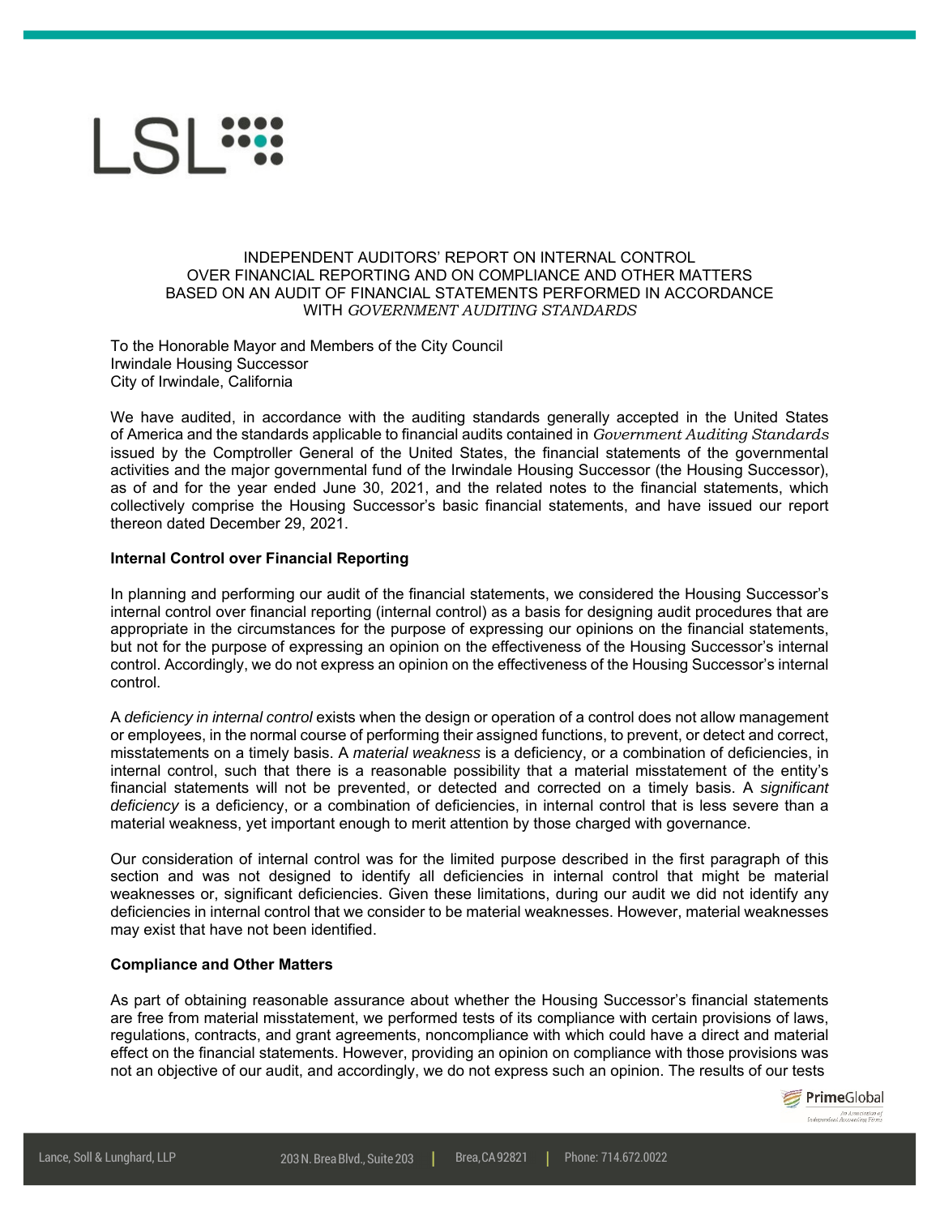# INDEPENDENT AUDITORS' REPORT ON INTERNAL CONTROL OVER FINANCIAL REPORTING AND ON COMPLIANCE AND OTHER MATTERS BASED ON AN AUDIT OF FINANCIAL STATEMENTS PERFORMED IN ACCORDANCE WITH *GOVERNMENT AUDITING STANDARDS*

To the Honorable Mayor and Members of the City Council
Irwindale Housing Successor
City of Irwindale, California

We have audited, in accordance with the auditing standards generally accepted in the United States of America and the standards applicable to financial audits contained in *Government Auditing Standards* issued by the Comptroller General of the United States, the financial statements of the governmental activities and the major governmental fund of the Irwindale Housing Successor (the Housing Successor), as of and for the year ended June 30, 2021, and the related notes to the financial statements, which collectively comprise the Housing Successor's basic financial statements, and have issued our report thereon dated December 29, 2021.

## Internal Control over Financial Reporting

In planning and performing our audit of the financial statements, we considered the Housing Successor's internal control over financial reporting (internal control) as a basis for designing audit procedures that are appropriate in the circumstances for the purpose of expressing our opinions on the financial statements, but not for the purpose of expressing an opinion on the effectiveness of the Housing Successor's internal control. Accordingly, we do not express an opinion on the effectiveness of the Housing Successor's internal control.

A *deficiency in internal control* exists when the design or operation of a control does not allow management or employees, in the normal course of performing their assigned functions, to prevent, or detect and correct, misstatements on a timely basis. A *material weakness* is a deficiency, or a combination of deficiencies, in internal control, such that there is a reasonable possibility that a material misstatement of the entity's financial statements will not be prevented, or detected and corrected on a timely basis. A *significant deficiency* is a deficiency, or a combination of deficiencies, in internal control that is less severe than a material weakness, yet important enough to merit attention by those charged with governance.

Our consideration of internal control was for the limited purpose described in the first paragraph of this section and was not designed to identify all deficiencies in internal control that might be material weaknesses or, significant deficiencies. Given these limitations, during our audit we did not identify any deficiencies in internal control that we consider to be material weaknesses. However, material weaknesses may exist that have not been identified.

## Compliance and Other Matters

As part of obtaining reasonable assurance about whether the Housing Successor's financial statements are free from material misstatement, we performed tests of its compliance with certain provisions of laws, regulations, contracts, and grant agreements, noncompliance with which could have a direct and material effect on the financial statements. However, providing an opinion on compliance with those provisions was not an objective of our audit, and accordingly, we do not express such an opinion. The results of our tests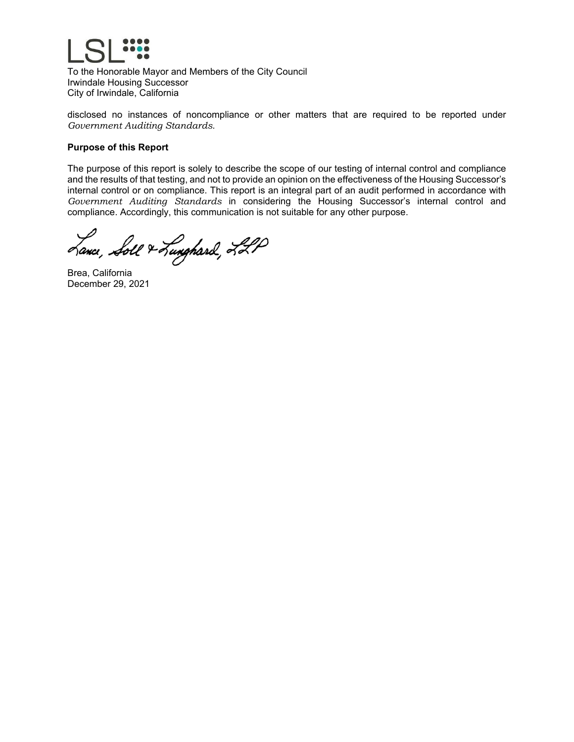To the Honorable Mayor and Members of the City Council
Irwindale Housing Successor
City of Irwindale, California

disclosed no instances of noncompliance or other matters that are required to be reported under *Government Auditing Standards*.

**Purpose of this Report**

The purpose of this report is solely to describe the scope of our testing of internal control and compliance and the results of that testing, and not to provide an opinion on the effectiveness of the Housing Successor's internal control or on compliance. This report is an integral part of an audit performed in accordance with *Government Auditing Standards* in considering the Housing Successor's internal control and compliance. Accordingly, this communication is not suitable for any other purpose.

Lance, Soll & Lunghard, LLP

Brea, California
December 29, 2021